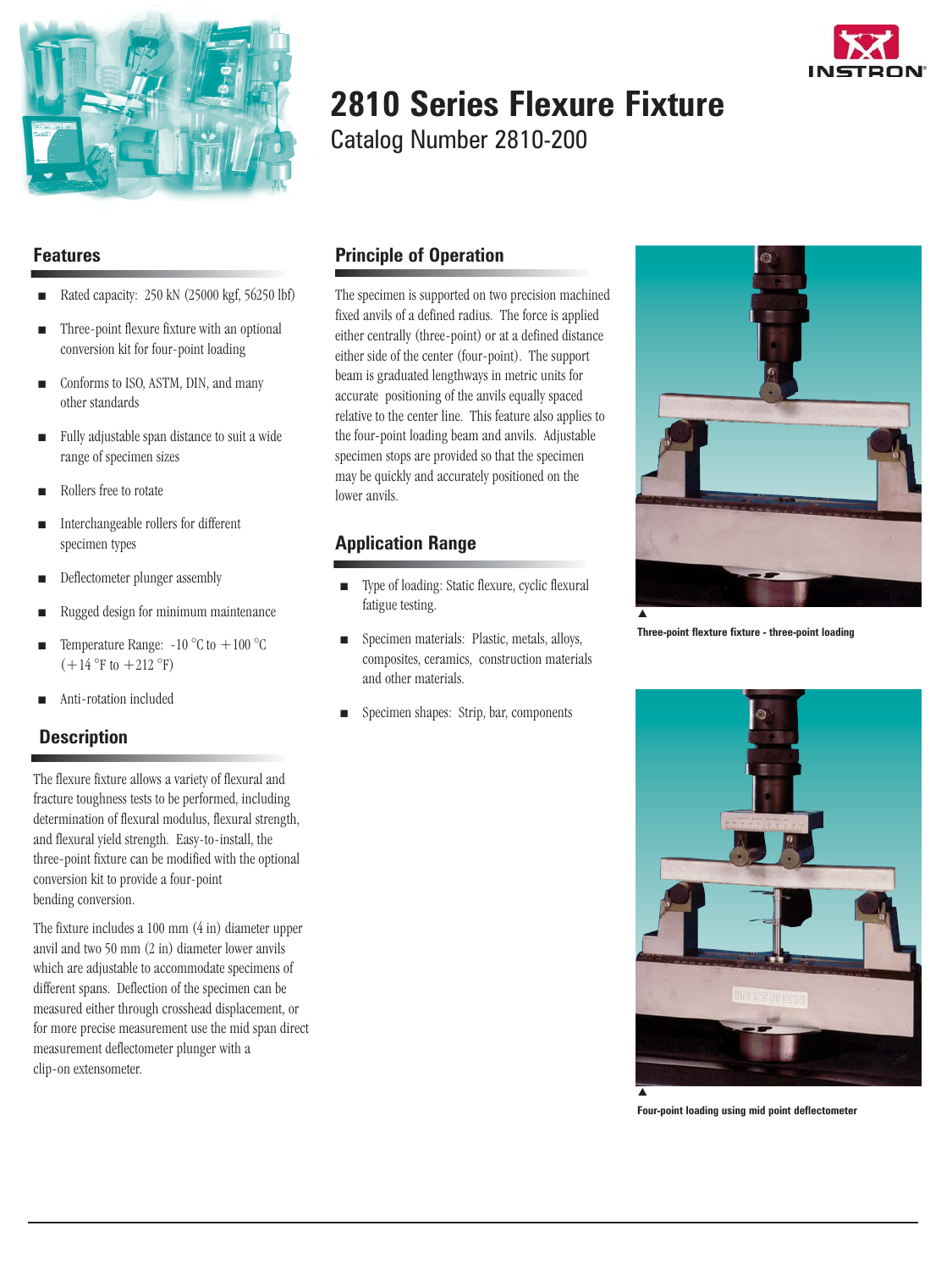# 2810 Series Flexure Fixture

Catalog Number 2810-200

## Features

- Rated capacity: 250 kN (25000 kgf, 56250 lbf)
- Three-point flexure fixture with an optional conversion kit for four-point loading
- Conforms to ISO, ASTM, DIN, and many other standards
- Fully adjustable span distance to suit a wide range of specimen sizes
- Rollers free to rotate
- Interchangeable rollers for different specimen types
- Deflectometer plunger assembly
- Rugged design for minimum maintenance
- Temperature Range: -10 °C to +100 °C (+14 °F to +212 °F)
- Anti-rotation included

## Description

The flexure fixture allows a variety of flexural and fracture toughness tests to be performed, including determination of flexural modulus, flexural strength, and flexural yield strength. Easy-to-install, the three-point fixture can be modified with the optional conversion kit to provide a four-point bending conversion.

The fixture includes a 100 mm (4 in) diameter upper anvil and two 50 mm (2 in) diameter lower anvils which are adjustable to accommodate specimens of different spans. Deflection of the specimen can be measured either through crosshead displacement, or for more precise measurement use the mid span direct measurement deflectometer plunger with a clip-on extensometer.

## Principle of Operation

The specimen is supported on two precision machined fixed anvils of a defined radius. The force is applied either centrally (three-point) or at a defined distance either side of the center (four-point). The support beam is graduated lengthways in metric units for accurate positioning of the anvils equally spaced relative to the center line. This feature also applies to the four-point loading beam and anvils. Adjustable specimen stops are provided so that the specimen may be quickly and accurately positioned on the lower anvils.

## Application Range

- Type of loading: Static flexure, cyclic flexural fatigue testing.
- Specimen materials: Plastic, metals, alloys, composites, ceramics, construction materials and other materials.
- Specimen shapes: Strip, bar, components

Three-point flexture fixture - three-point loading

Four-point loading using mid point deflectometer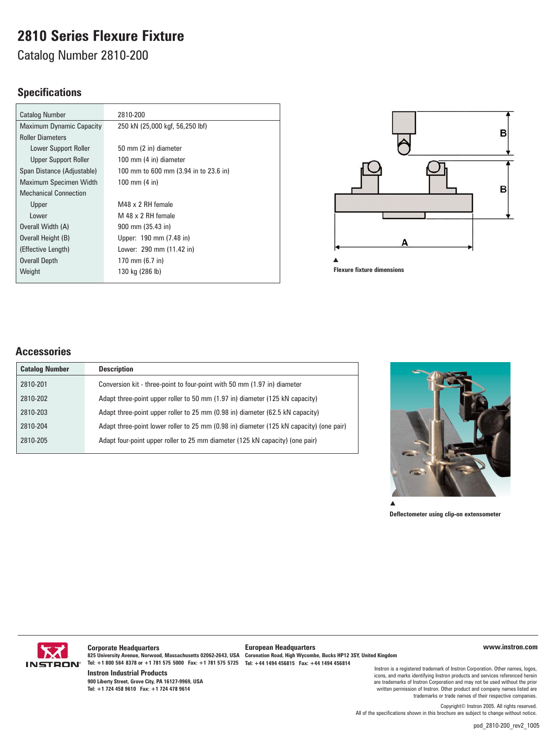# 2810 Series Flexure Fixture

Catalog Number 2810-200

## Specifications

| | |
|---|---|
| Catalog Number | 2810-200 |
| Maximum Dynamic Capacity | 250 kN (25,000 kgf, 56,250 lbf) |
| Roller Diameters | |
| Lower Support Roller | 50 mm (2 in) diameter |
| Upper Support Roller | 100 mm (4 in) diameter |
| Span Distance (Adjustable) | 100 mm to 600 mm (3.94 in to 23.6 in) |
| Maximum Specimen Width | 100 mm (4 in) |
| Mechanical Connection | |
| Upper | M48 x 2 RH female |
| Lower | M 48 x 2 RH female |
| Overall Width (A) | 900 mm (35.43 in) |
| Overall Height (B) | Upper: 190 mm (7.48 in) |
| (Effective Length) | Lower: 290 mm (11.42 in) |
| Overall Depth | 170 mm (6.7 in) |
| Weight | 130 kg (286 lb) |

B

B

A

Flexure fixture dimensions

## Accessories

| Catalog Number | Description |
|---|---|
| 2810-201 | Conversion kit - three-point to four-point with 50 mm (1.97 in) diameter |
| 2810-202 | Adapt three-point upper roller to 50 mm (1.97 in) diameter (125 kN capacity) |
| 2810-203 | Adapt three-point upper roller to 25 mm (0.98 in) diameter (62.5 kN capacity) |
| 2810-204 | Adapt three-point lower roller to 25 mm (0.98 in) diameter (125 kN capacity) (one pair) |
| 2810-205 | Adapt four-point upper roller to 25 mm diameter (125 kN capacity) (one pair) |

Deflectometer using clip-on extensometer

**Corporate Headquarters**
825 University Avenue, Norwood, Massachusetts 02062-2643, USA
Tel: +1 800 564 8378 or +1 781 575 5000 Fax: +1 781 575 5725

**Instron Industrial Products**
900 Liberty Street, Grove City, PA 16127-9969, USA
Tel: +1 724 458 9610 Fax: +1 724 478 9614

**European Headquarters**
Coronation Road, High Wycombe, Bucks HP12 3SY, United Kingdom
Tel: +44 1494 456815 Fax: +44 1494 456814

**www.instron.com**

Instron is a registered trademark of Instron Corporation. Other names, logos, icons, and marks identifying Instron products and services referenced herein are trademarks of Instron Corporation and may not be used without the prior written permission of Instron. Other product and company names listed are trademarks or trade names of their respective companies.

Copyright© Instron 2005. All rights reserved.
All of the specifications shown in this brochure are subject to change without notice.

pod_2810-200_rev2_1005